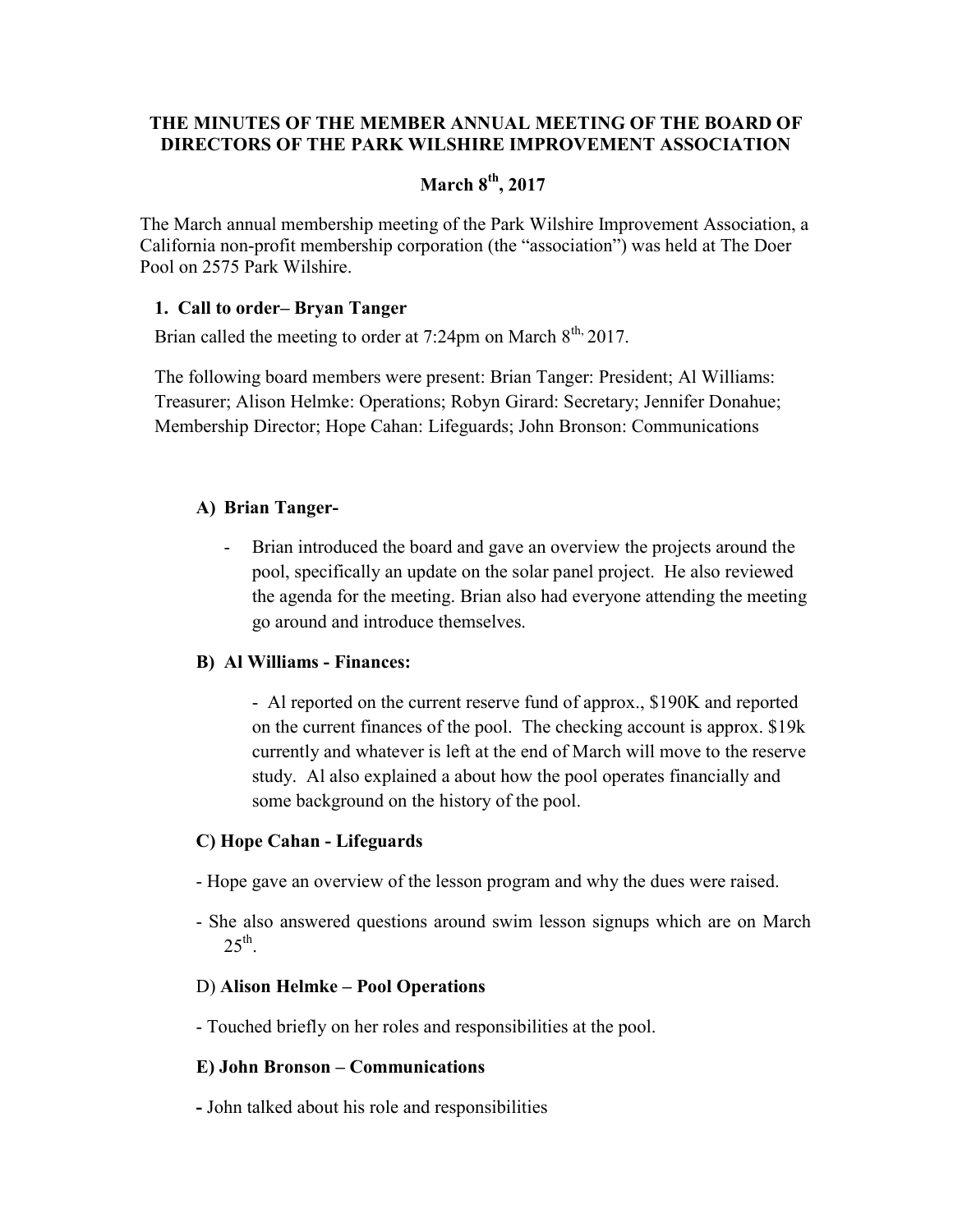**THE MINUTES OF THE MEMBER ANNUAL MEETING OF THE BOARD OF DIRECTORS OF THE PARK WILSHIRE IMPROVEMENT ASSOCIATION**

**March 8th, 2017**

The March annual membership meeting of the Park Wilshire Improvement Association, a California non-profit membership corporation (the "association") was held at The Doer Pool on 2575 Park Wilshire.

1. **Call to order– Bryan Tanger**

Brian called the meeting to order at 7:24pm on March 8th, 2017.

The following board members were present: Brian Tanger: President; Al Williams: Treasurer; Alison Helmke: Operations; Robyn Girard: Secretary; Jennifer Donahue; Membership Director; Hope Cahan: Lifeguards; John Bronson: Communications

**A) Brian Tanger-**

- Brian introduced the board and gave an overview the projects around the pool, specifically an update on the solar panel project. He also reviewed the agenda for the meeting. Brian also had everyone attending the meeting go around and introduce themselves.

**B) Al Williams - Finances:**

- Al reported on the current reserve fund of approx., $190K and reported on the current finances of the pool. The checking account is approx. $19k currently and whatever is left at the end of March will move to the reserve study. Al also explained a about how the pool operates financially and some background on the history of the pool.

**C) Hope Cahan - Lifeguards**

- Hope gave an overview of the lesson program and why the dues were raised.
- She also answered questions around swim lesson signups which are on March 25th.

D) **Alison Helmke – Pool Operations**

- Touched briefly on her roles and responsibilities at the pool.

**E) John Bronson – Communications**

**-** John talked about his role and responsibilities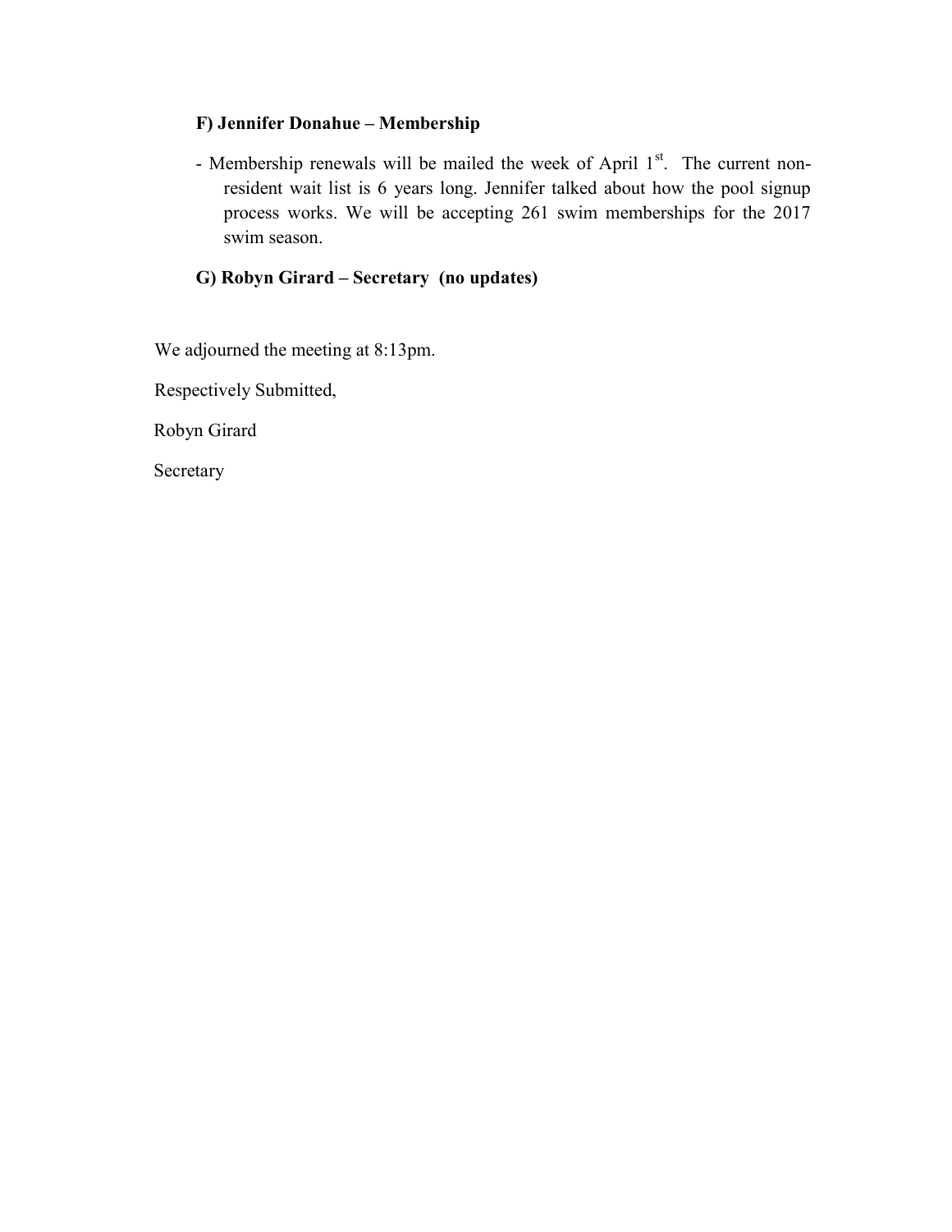**F) Jennifer Donahue – Membership**

- Membership renewals will be mailed the week of April 1st. The current non-resident wait list is 6 years long. Jennifer talked about how the pool signup process works. We will be accepting 261 swim memberships for the 2017 swim season.

**G) Robyn Girard – Secretary (no updates)**

We adjourned the meeting at 8:13pm.

Respectively Submitted,

Robyn Girard

Secretary